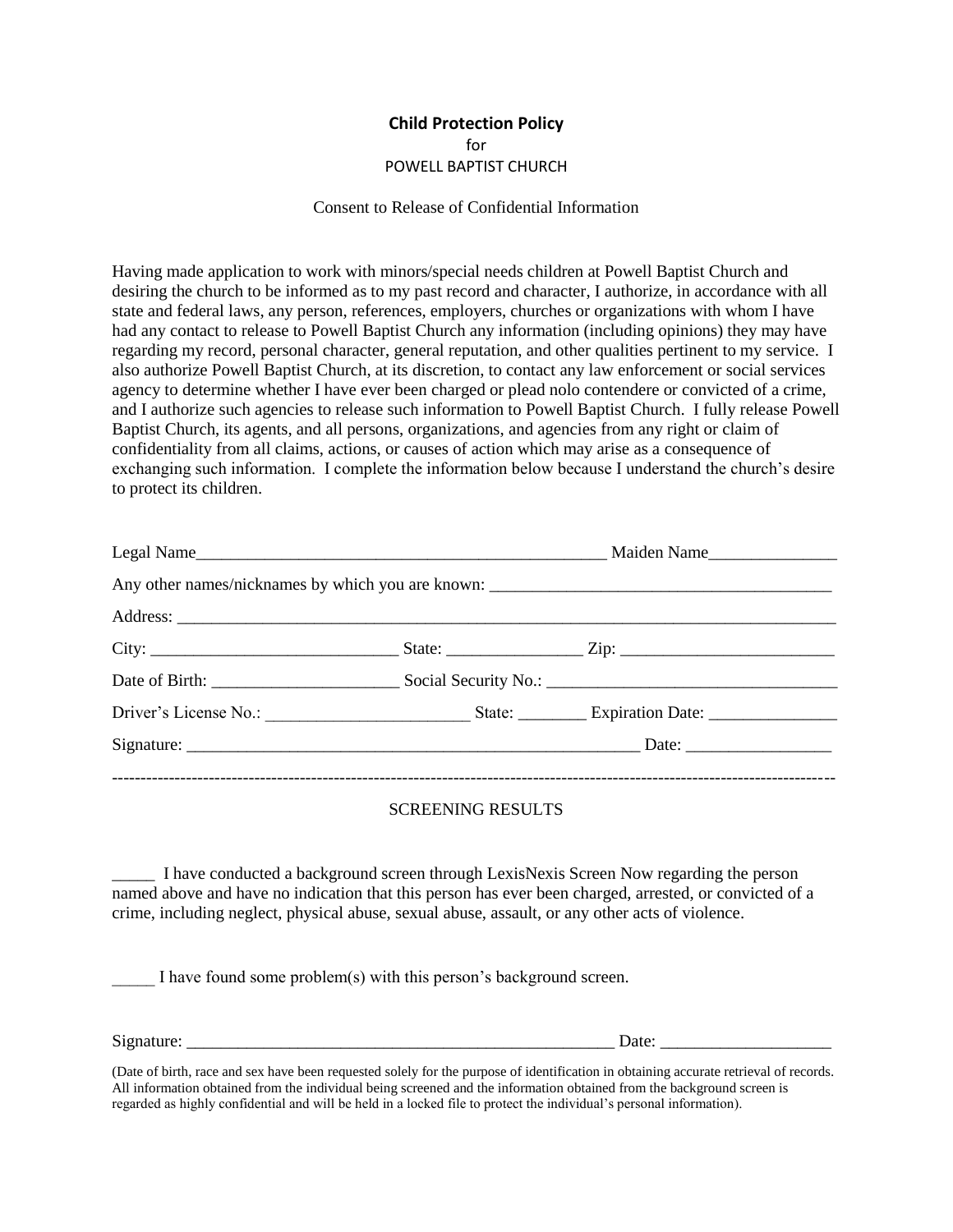**Child Protection Policy**
for
POWELL BAPTIST CHURCH

Consent to Release of Confidential Information

Having made application to work with minors/special needs children at Powell Baptist Church and desiring the church to be informed as to my past record and character, I authorize, in accordance with all state and federal laws, any person, references, employers, churches or organizations with whom I have had any contact to release to Powell Baptist Church any information (including opinions) they may have regarding my record, personal character, general reputation, and other qualities pertinent to my service. I also authorize Powell Baptist Church, at its discretion, to contact any law enforcement or social services agency to determine whether I have ever been charged or plead nolo contendere or convicted of a crime, and I authorize such agencies to release such information to Powell Baptist Church. I fully release Powell Baptist Church, its agents, and all persons, organizations, and agencies from any right or claim of confidentiality from all claims, actions, or causes of action which may arise as a consequence of exchanging such information. I complete the information below because I understand the church's desire to protect its children.

Legal Name_______________________________________________ Maiden Name_______________

Any other names/nicknames by which you are known: ________________________________________

Address: _________________________________________________________________________________

City: ____________________________ State: _______________ Zip: ________________________

Date of Birth: _____________________ Social Security No.: _________________________________

Driver's License No.: _______________________ State: ________ Expiration Date: _______________

Signature: _____________________________________________________ Date: ________________

---

SCREENING RESULTS

_____ I have conducted a background screen through LexisNexis Screen Now regarding the person named above and have no indication that this person has ever been charged, arrested, or convicted of a crime, including neglect, physical abuse, sexual abuse, assault, or any other acts of violence.

_____ I have found some problem(s) with this person's background screen.

Signature: ___________________________________________________ Date: ___________________

(Date of birth, race and sex have been requested solely for the purpose of identification in obtaining accurate retrieval of records. All information obtained from the individual being screened and the information obtained from the background screen is regarded as highly confidential and will be held in a locked file to protect the individual's personal information).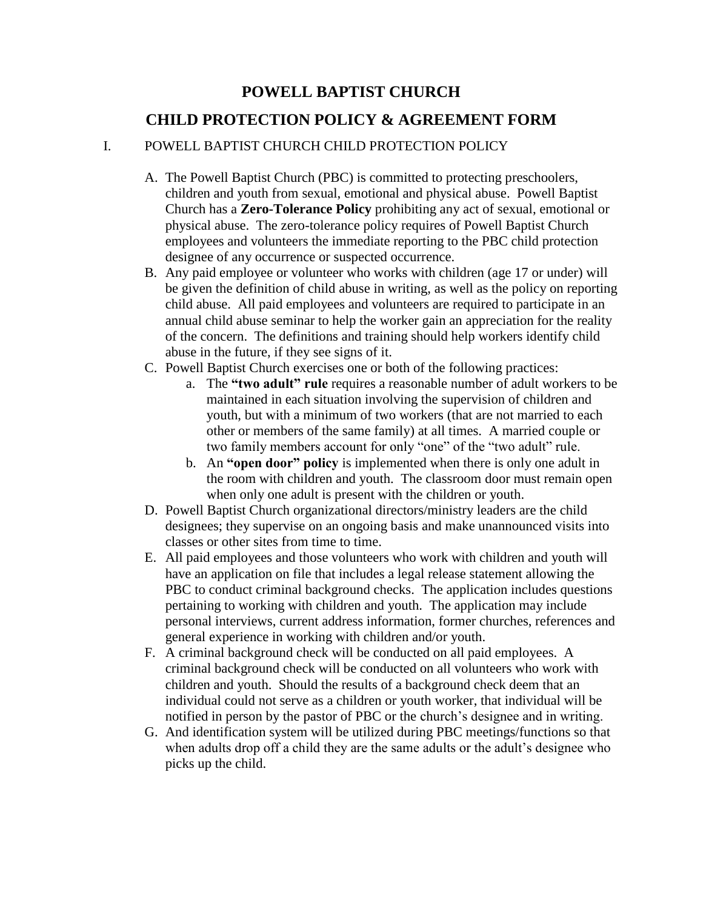# POWELL BAPTIST CHURCH

# CHILD PROTECTION POLICY & AGREEMENT FORM

## I. POWELL BAPTIST CHURCH CHILD PROTECTION POLICY

A. The Powell Baptist Church (PBC) is committed to protecting preschoolers, children and youth from sexual, emotional and physical abuse. Powell Baptist Church has a **Zero-Tolerance Policy** prohibiting any act of sexual, emotional or physical abuse. The zero-tolerance policy requires of Powell Baptist Church employees and volunteers the immediate reporting to the PBC child protection designee of any occurrence or suspected occurrence.

B. Any paid employee or volunteer who works with children (age 17 or under) will be given the definition of child abuse in writing, as well as the policy on reporting child abuse. All paid employees and volunteers are required to participate in an annual child abuse seminar to help the worker gain an appreciation for the reality of the concern. The definitions and training should help workers identify child abuse in the future, if they see signs of it.

C. Powell Baptist Church exercises one or both of the following practices:

   a. The **"two adult" rule** requires a reasonable number of adult workers to be maintained in each situation involving the supervision of children and youth, but with a minimum of two workers (that are not married to each other or members of the same family) at all times. A married couple or two family members account for only "one" of the "two adult" rule.

   b. An **"open door" policy** is implemented when there is only one adult in the room with children and youth. The classroom door must remain open when only one adult is present with the children or youth.

D. Powell Baptist Church organizational directors/ministry leaders are the child designees; they supervise on an ongoing basis and make unannounced visits into classes or other sites from time to time.

E. All paid employees and those volunteers who work with children and youth will have an application on file that includes a legal release statement allowing the PBC to conduct criminal background checks. The application includes questions pertaining to working with children and youth. The application may include personal interviews, current address information, former churches, references and general experience in working with children and/or youth.

F. A criminal background check will be conducted on all paid employees. A criminal background check will be conducted on all volunteers who work with children and youth. Should the results of a background check deem that an individual could not serve as a children or youth worker, that individual will be notified in person by the pastor of PBC or the church's designee and in writing.

G. And identification system will be utilized during PBC meetings/functions so that when adults drop off a child they are the same adults or the adult's designee who picks up the child.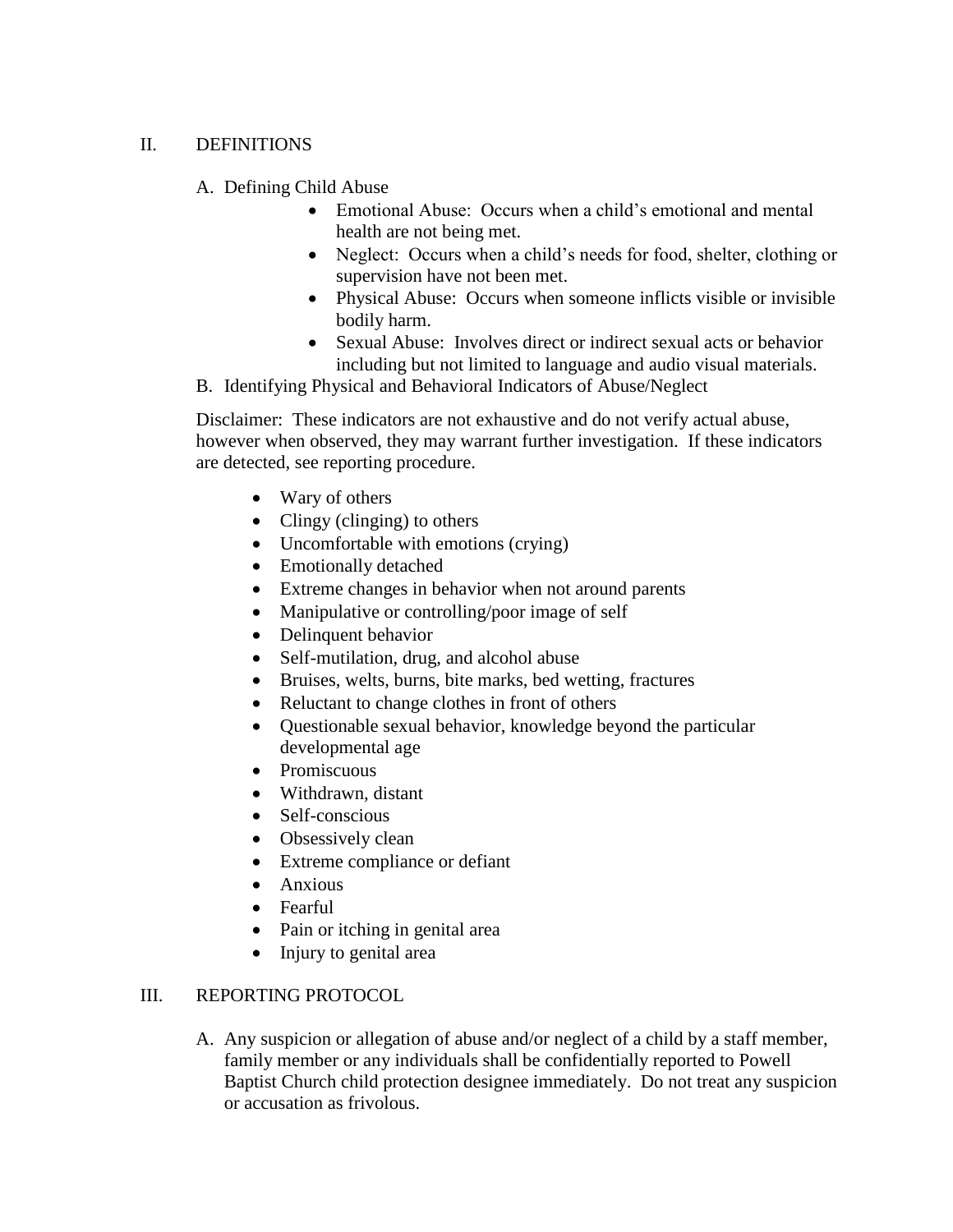## II. DEFINITIONS

A. Defining Child Abuse

- Emotional Abuse: Occurs when a child's emotional and mental health are not being met.
- Neglect: Occurs when a child's needs for food, shelter, clothing or supervision have not been met.
- Physical Abuse: Occurs when someone inflicts visible or invisible bodily harm.
- Sexual Abuse: Involves direct or indirect sexual acts or behavior including but not limited to language and audio visual materials.

B. Identifying Physical and Behavioral Indicators of Abuse/Neglect

Disclaimer: These indicators are not exhaustive and do not verify actual abuse, however when observed, they may warrant further investigation. If these indicators are detected, see reporting procedure.

- Wary of others
- Clingy (clinging) to others
- Uncomfortable with emotions (crying)
- Emotionally detached
- Extreme changes in behavior when not around parents
- Manipulative or controlling/poor image of self
- Delinquent behavior
- Self-mutilation, drug, and alcohol abuse
- Bruises, welts, burns, bite marks, bed wetting, fractures
- Reluctant to change clothes in front of others
- Questionable sexual behavior, knowledge beyond the particular developmental age
- Promiscuous
- Withdrawn, distant
- Self-conscious
- Obsessively clean
- Extreme compliance or defiant
- Anxious
- Fearful
- Pain or itching in genital area
- Injury to genital area

## III. REPORTING PROTOCOL

A. Any suspicion or allegation of abuse and/or neglect of a child by a staff member, family member or any individuals shall be confidentially reported to Powell Baptist Church child protection designee immediately. Do not treat any suspicion or accusation as frivolous.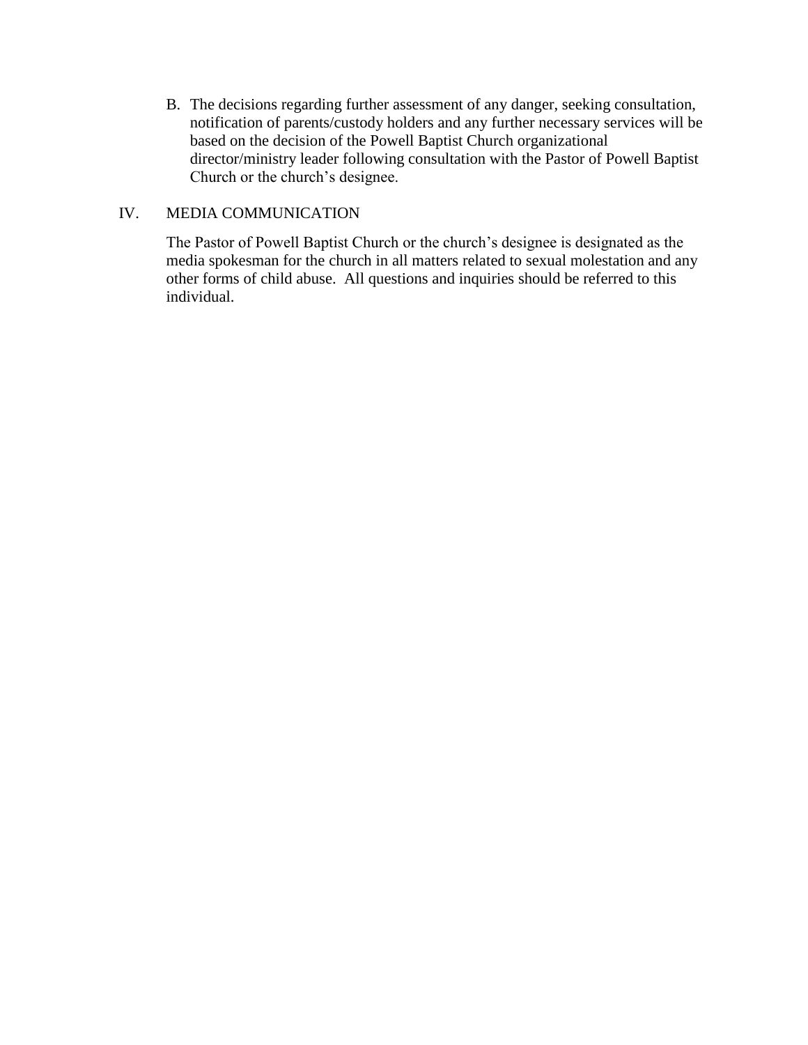B. The decisions regarding further assessment of any danger, seeking consultation, notification of parents/custody holders and any further necessary services will be based on the decision of the Powell Baptist Church organizational director/ministry leader following consultation with the Pastor of Powell Baptist Church or the church's designee.

## IV. MEDIA COMMUNICATION

The Pastor of Powell Baptist Church or the church's designee is designated as the media spokesman for the church in all matters related to sexual molestation and any other forms of child abuse. All questions and inquiries should be referred to this individual.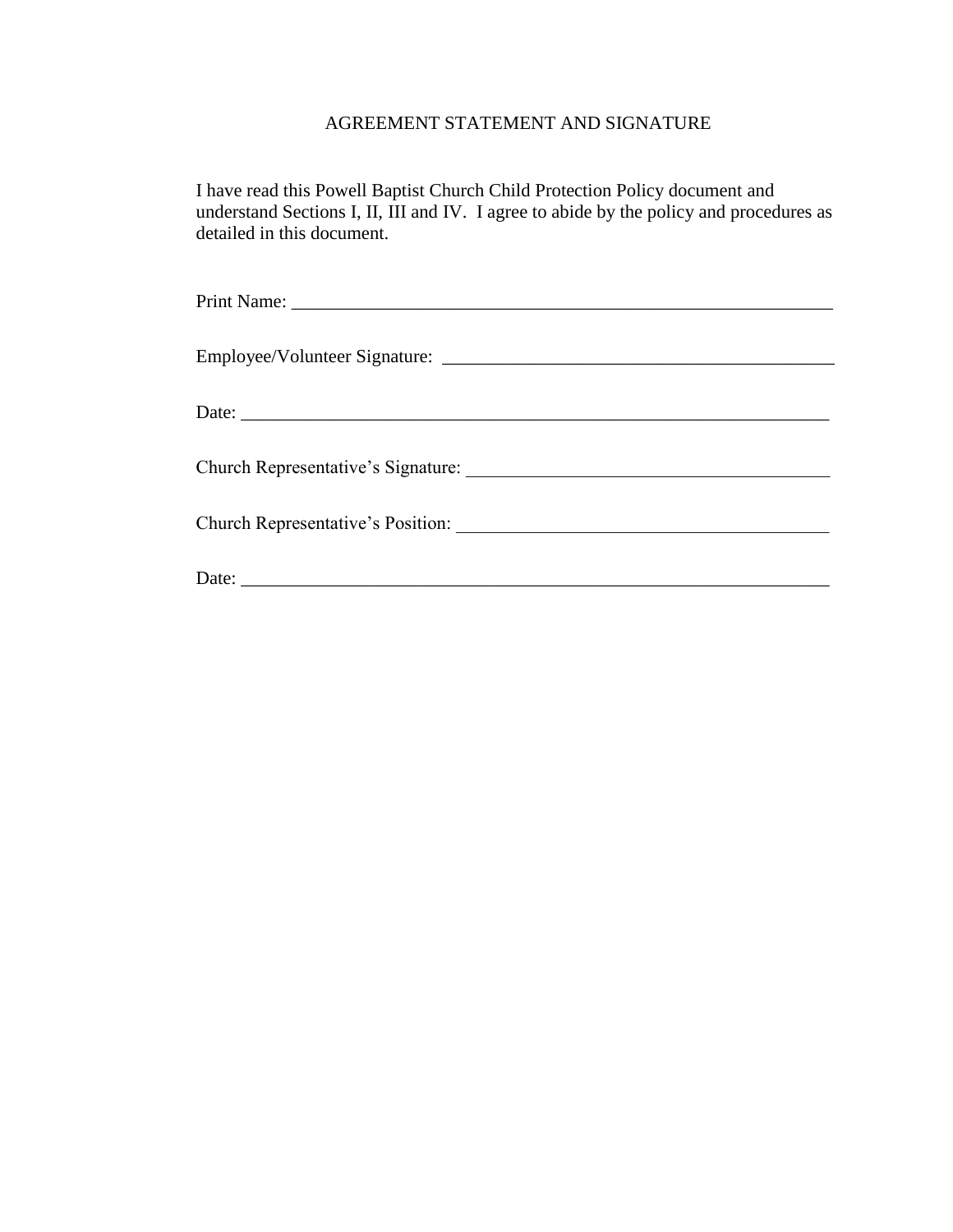## AGREEMENT STATEMENT AND SIGNATURE

I have read this Powell Baptist Church Child Protection Policy document and understand Sections I, II, III and IV. I agree to abide by the policy and procedures as detailed in this document.

Print Name: ___________________________________________________________

Employee/Volunteer Signature: ___________________________________________

Date: _______________________________________________________________

Church Representative's Signature: ________________________________________

Church Representative's Position: ________________________________________

Date: _______________________________________________________________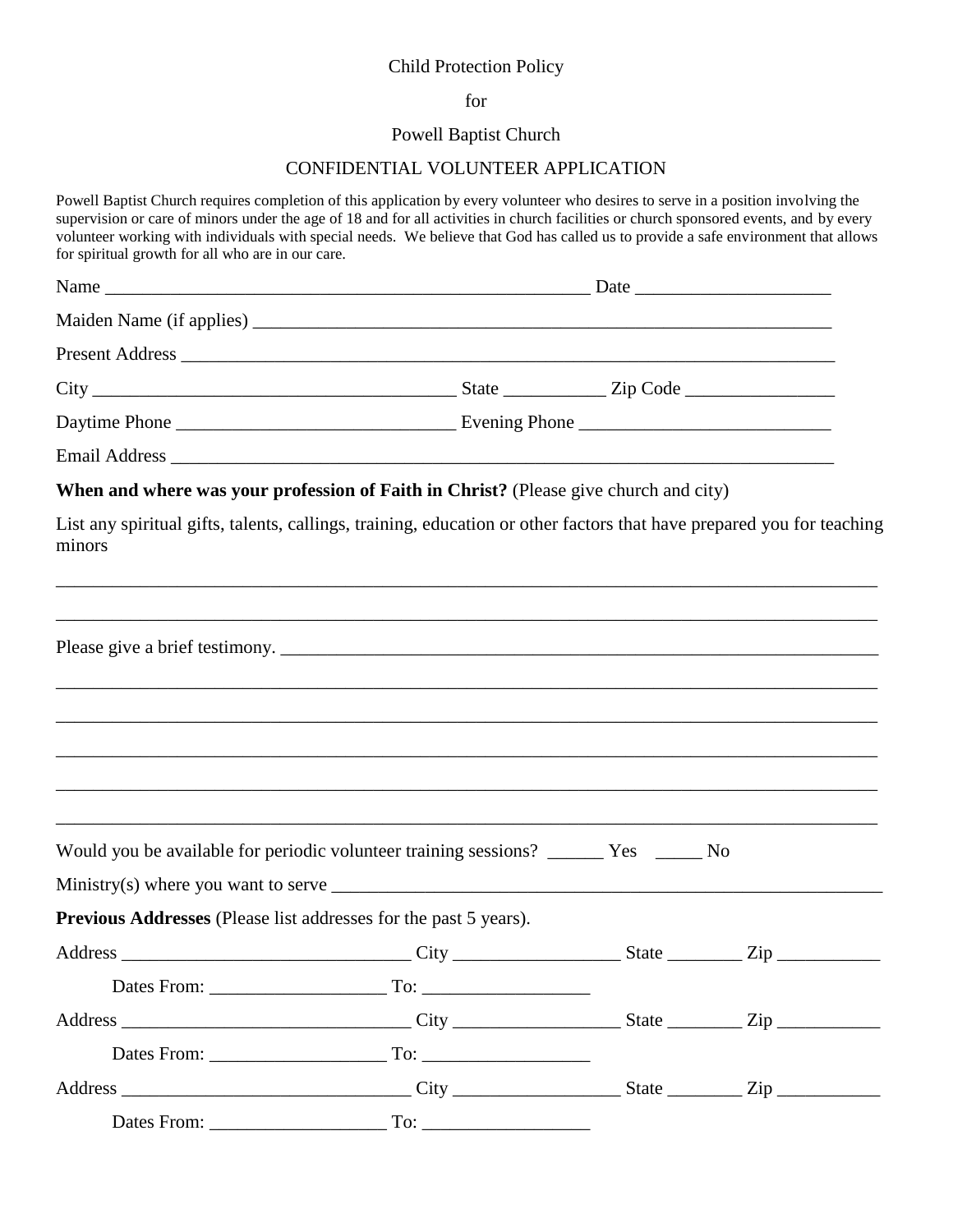Child Protection Policy

for

Powell Baptist Church

CONFIDENTIAL VOLUNTEER APPLICATION

Powell Baptist Church requires completion of this application by every volunteer who desires to serve in a position involving the supervision or care of minors under the age of 18 and for all activities in church facilities or church sponsored events, and by every volunteer working with individuals with special needs. We believe that God has called us to provide a safe environment that allows for spiritual growth for all who are in our care.

Name _______________________________________________________ Date _____________________

Maiden Name (if applies) _________________________________________________________________

Present Address __________________________________________________________________________

City ________________________________________ State ___________ Zip Code ________________

Daytime Phone ______________________________ Evening Phone ___________________________

Email Address __________________________________________________________________________

**When and where was your profession of Faith in Christ?** (Please give church and city)

List any spiritual gifts, talents, callings, training, education or other factors that have prepared you for teaching minors

_____________________________________________________________________________________________

_____________________________________________________________________________________________

Please give a brief testimony. ___________________________________________________________________

_____________________________________________________________________________________________

_____________________________________________________________________________________________

_____________________________________________________________________________________________

_____________________________________________________________________________________________

_____________________________________________________________________________________________

Would you be available for periodic volunteer training sessions? ______ Yes _____ No

Ministry(s) where you want to serve ______________________________________________________________

**Previous Addresses** (Please list addresses for the past 5 years).

Address ________________________________ City __________________ State ________ Zip ___________

Dates From: ___________________ To: __________________

Address ________________________________ City __________________ State ________ Zip ___________

Dates From: ___________________ To: __________________

Address ________________________________ City __________________ State ________ Zip ___________

Dates From: ___________________ To: __________________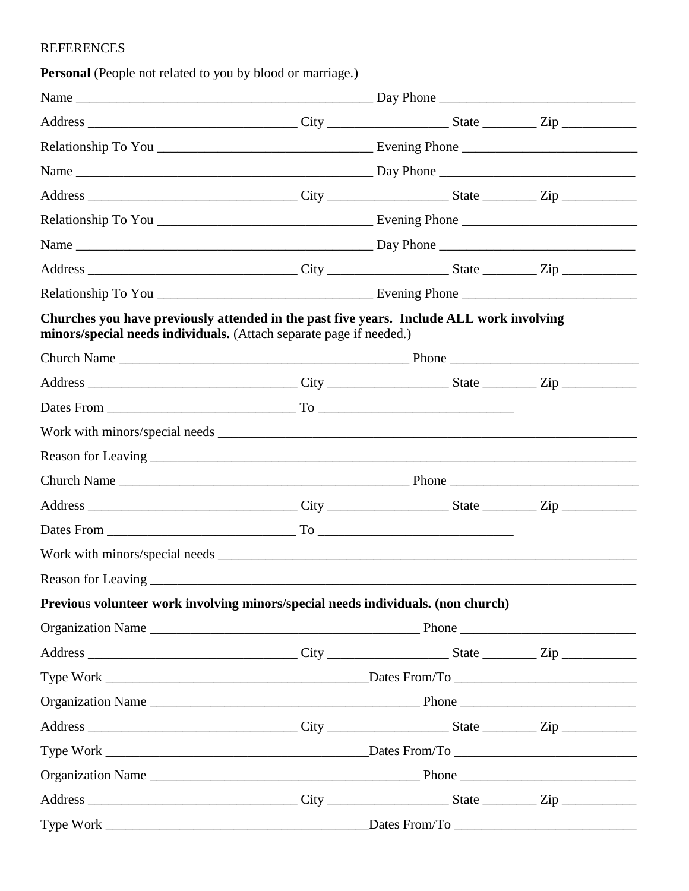REFERENCES

**Personal** (People not related to you by blood or marriage.)

Name _____________________________________________ Day Phone _____________________________

Address _______________________________ City __________________ State ________ Zip ___________

Relationship To You ________________________________ Evening Phone __________________________

Name _____________________________________________ Day Phone _____________________________

Address _______________________________ City __________________ State ________ Zip ___________

Relationship To You ________________________________ Evening Phone __________________________

Name _____________________________________________ Day Phone _____________________________

Address _______________________________ City __________________ State ________ Zip ___________

Relationship To You ________________________________ Evening Phone __________________________

**Churches you have previously attended in the past five years. Include ALL work involving minors/special needs individuals.** (Attach separate page if needed.)

Church Name ____________________________________________ Phone ____________________________

Address _______________________________ City __________________ State ________ Zip ___________

Dates From ____________________________ To _____________________________

Work with minors/special needs _________________________________________________________________

Reason for Leaving _________________________________________________________________________

Church Name ____________________________________________ Phone ____________________________

Address _______________________________ City __________________ State ________ Zip ___________

Dates From ____________________________ To _____________________________

Work with minors/special needs _________________________________________________________________

Reason for Leaving _________________________________________________________________________

**Previous volunteer work involving minors/special needs individuals. (non church)**

Organization Name ________________________________________ Phone __________________________

Address _______________________________ City __________________ State ________ Zip ___________

Type Work ________________________________________Dates From/To ___________________________

Organization Name ________________________________________ Phone __________________________

Address _______________________________ City __________________ State ________ Zip ___________

Type Work ________________________________________Dates From/To ___________________________

Organization Name ________________________________________ Phone __________________________

Address _______________________________ City __________________ State ________ Zip ___________

Type Work ________________________________________Dates From/To ___________________________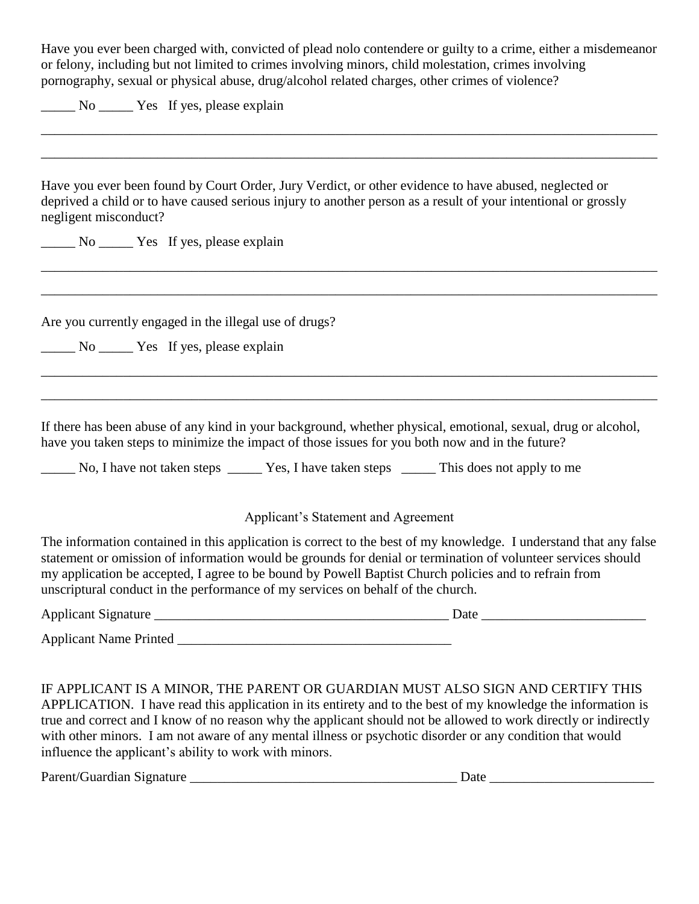Have you ever been charged with, convicted of plead nolo contendere or guilty to a crime, either a misdemeanor or felony, including but not limited to crimes involving minors, child molestation, crimes involving pornography, sexual or physical abuse, drug/alcohol related charges, other crimes of violence?

_____ No _____ Yes If yes, please explain

_____________________________________________________________________________________

_____________________________________________________________________________________

Have you ever been found by Court Order, Jury Verdict, or other evidence to have abused, neglected or deprived a child or to have caused serious injury to another person as a result of your intentional or grossly negligent misconduct?

_____ No _____ Yes If yes, please explain

_____________________________________________________________________________________

_____________________________________________________________________________________

Are you currently engaged in the illegal use of drugs?

_____ No _____ Yes If yes, please explain

_____________________________________________________________________________________

_____________________________________________________________________________________

If there has been abuse of any kind in your background, whether physical, emotional, sexual, drug or alcohol, have you taken steps to minimize the impact of those issues for you both now and in the future?

_____ No, I have not taken steps _____ Yes, I have taken steps _____ This does not apply to me

Applicant's Statement and Agreement

The information contained in this application is correct to the best of my knowledge. I understand that any false statement or omission of information would be grounds for denial or termination of volunteer services should my application be accepted, I agree to be bound by Powell Baptist Church policies and to refrain from unscriptural conduct in the performance of my services on behalf of the church.

Applicant Signature ____________________________________________ Date ________________________

Applicant Name Printed ________________________________________

IF APPLICANT IS A MINOR, THE PARENT OR GUARDIAN MUST ALSO SIGN AND CERTIFY THIS APPLICATION. I have read this application in its entirety and to the best of my knowledge the information is true and correct and I know of no reason why the applicant should not be allowed to work directly or indirectly with other minors. I am not aware of any mental illness or psychotic disorder or any condition that would influence the applicant's ability to work with minors.

Parent/Guardian Signature _______________________________________ Date ________________________